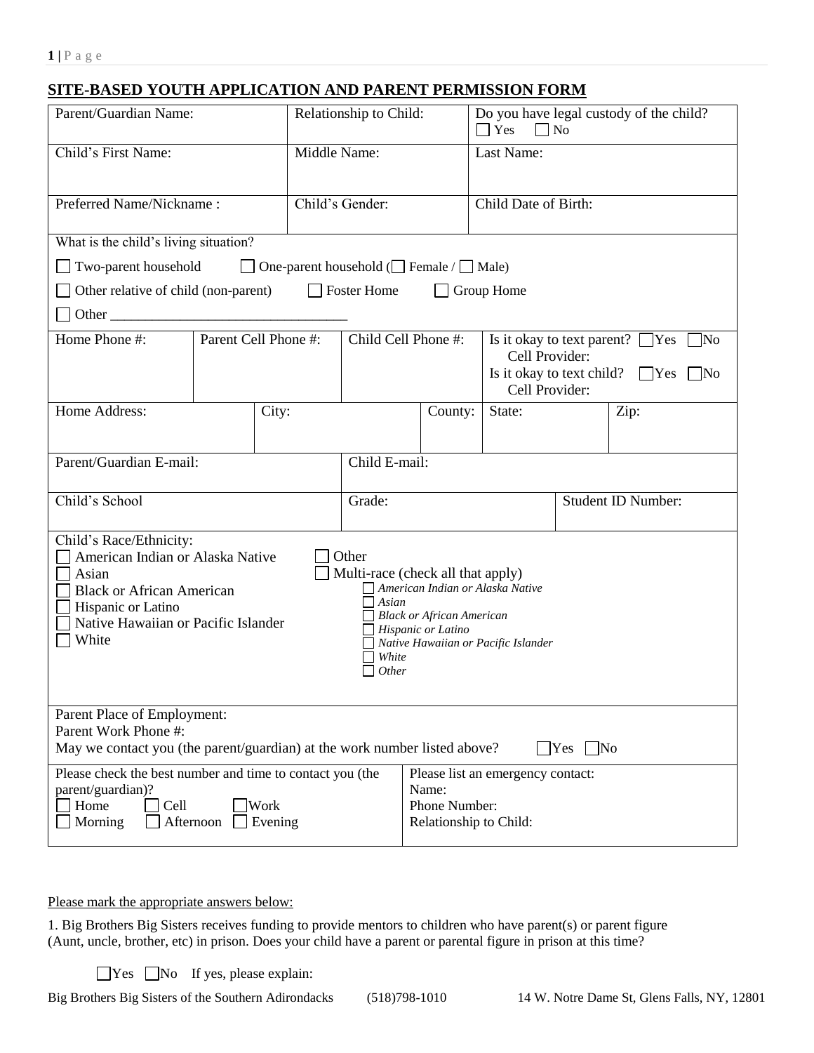## SITE-BASED YOUTH APPLICATION AND PARENT PERMISSION FORM

| Parent/Guardian Name: | Relationship to Child: | Do you have legal custody of the child? ☐ Yes ☐ No |
|---|---|---|
| Child's First Name: | Middle Name: | Last Name: |
| Preferred Name/Nickname : | Child's Gender: | Child Date of Birth: |

What is the child's living situation?

☐ Two-parent household ☐ One-parent household (☐ Female / ☐ Male)

☐ Other relative of child (non-parent) ☐ Foster Home ☐ Group Home

☐ Other ________________________________

| Home Phone #: | Parent Cell Phone #: | Child Cell Phone #: | Is it okay to text parent? ☐Yes ☐No Cell Provider: Is it okay to text child? ☐Yes ☐No Cell Provider: |
|---|---|---|---|

| Home Address: | City: | County: | State: | Zip: |
|---|---|---|---|---|

| Parent/Guardian E-mail: | Child E-mail: | |
|---|---|---|
| Child's School | Grade: | Student ID Number: |

Child's Race/Ethnicity:

☐ American Indian or Alaska Native
☐ Asian
☐ Black or African American
☐ Hispanic or Latino
☐ Native Hawaiian or Pacific Islander
☐ White
☐ Other
☐ Multi-race (check all that apply)
- ☐ *American Indian or Alaska Native*
- ☐ *Asian*
- ☐ *Black or African American*
- ☐ *Hispanic or Latino*
- ☐ *Native Hawaiian or Pacific Islander*
- ☐ *White*
- ☐ *Other*

Parent Place of Employment:
Parent Work Phone #:
May we contact you (the parent/guardian) at the work number listed above? ☐Yes ☐No

| Please check the best number and time to contact you (the parent/guardian)? ☐ Home ☐ Cell ☐Work ☐ Morning ☐ Afternoon ☐ Evening | Please list an emergency contact: Name: Phone Number: Relationship to Child: |
|---|---|

Please mark the appropriate answers below:

1. Big Brothers Big Sisters receives funding to provide mentors to children who have parent(s) or parent figure (Aunt, uncle, brother, etc) in prison. Does your child have a parent or parental figure in prison at this time?

☐Yes ☐No If yes, please explain: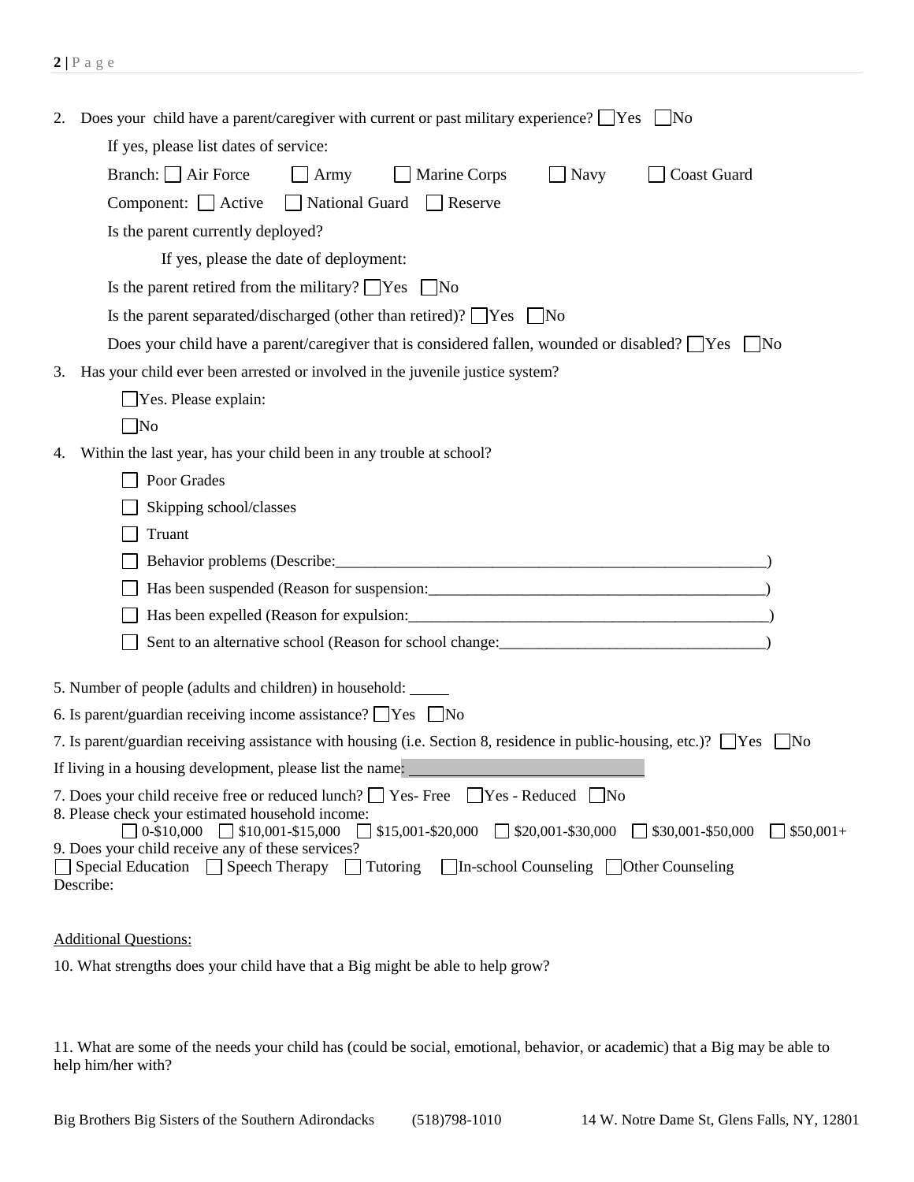2. Does your child have a parent/caregiver with current or past military experience? ☐ Yes ☐ No

   If yes, please list dates of service:

   Branch: ☐ Air Force ☐ Army ☐ Marine Corps ☐ Navy ☐ Coast Guard

   Component: ☐ Active ☐ National Guard ☐ Reserve

   Is the parent currently deployed?

   If yes, please the date of deployment:

   Is the parent retired from the military? ☐ Yes ☐ No

   Is the parent separated/discharged (other than retired)? ☐ Yes ☐ No

   Does your child have a parent/caregiver that is considered fallen, wounded or disabled? ☐ Yes ☐ No

3. Has your child ever been arrested or involved in the juvenile justice system?

   ☐ Yes. Please explain:

   ☐ No

4. Within the last year, has your child been in any trouble at school?

   ☐ Poor Grades

   ☐ Skipping school/classes

   ☐ Truant

   ☐ Behavior problems (Describe:________________________________________________________)

   ☐ Has been suspended (Reason for suspension:____________________________________________)

   ☐ Has been expelled (Reason for expulsion:_______________________________________________)

   ☐ Sent to an alternative school (Reason for school change:__________________________________)

5. Number of people (adults and children) in household: _____

6. Is parent/guardian receiving income assistance? ☐ Yes ☐ No

7. Is parent/guardian receiving assistance with housing (i.e. Section 8, residence in public-housing, etc.)? ☐ Yes ☐ No

If living in a housing development, please list the name: ______________________________

7. Does your child receive free or reduced lunch? ☐ Yes- Free ☐ Yes - Reduced ☐ No

8. Please check your estimated household income:

☐ 0-$10,000 ☐ $10,001-$15,000 ☐ $15,001-$20,000 ☐ $20,001-$30,000 ☐ $30,001-$50,000 ☐ $50,001+

9. Does your child receive any of these services?

☐ Special Education ☐ Speech Therapy ☐ Tutoring ☐ In-school Counseling ☐ Other Counseling

Describe:

Additional Questions:

10. What strengths does your child have that a Big might be able to help grow?

11. What are some of the needs your child has (could be social, emotional, behavior, or academic) that a Big may be able to help him/her with?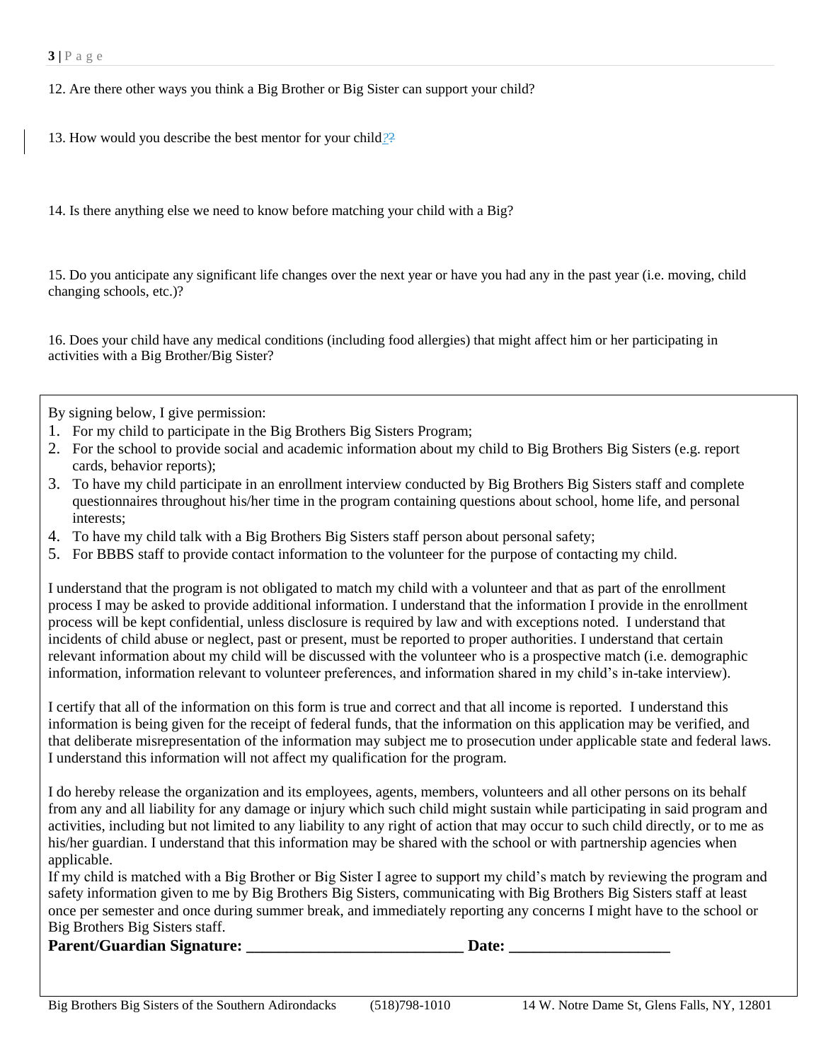12. Are there other ways you think a Big Brother or Big Sister can support your child?

13. How would you describe the best mentor for your child?

14. Is there anything else we need to know before matching your child with a Big?

15. Do you anticipate any significant life changes over the next year or have you had any in the past year (i.e. moving, child changing schools, etc.)?

16. Does your child have any medical conditions (including food allergies) that might affect him or her participating in activities with a Big Brother/Big Sister?

By signing below, I give permission:

1. For my child to participate in the Big Brothers Big Sisters Program;
2. For the school to provide social and academic information about my child to Big Brothers Big Sisters (e.g. report cards, behavior reports);
3. To have my child participate in an enrollment interview conducted by Big Brothers Big Sisters staff and complete questionnaires throughout his/her time in the program containing questions about school, home life, and personal interests;
4. To have my child talk with a Big Brothers Big Sisters staff person about personal safety;
5. For BBBS staff to provide contact information to the volunteer for the purpose of contacting my child.

I understand that the program is not obligated to match my child with a volunteer and that as part of the enrollment process I may be asked to provide additional information. I understand that the information I provide in the enrollment process will be kept confidential, unless disclosure is required by law and with exceptions noted. I understand that incidents of child abuse or neglect, past or present, must be reported to proper authorities. I understand that certain relevant information about my child will be discussed with the volunteer who is a prospective match (i.e. demographic information, information relevant to volunteer preferences, and information shared in my child's in-take interview).

I certify that all of the information on this form is true and correct and that all income is reported. I understand this information is being given for the receipt of federal funds, that the information on this application may be verified, and that deliberate misrepresentation of the information may subject me to prosecution under applicable state and federal laws. I understand this information will not affect my qualification for the program.

I do hereby release the organization and its employees, agents, members, volunteers and all other persons on its behalf from any and all liability for any damage or injury which such child might sustain while participating in said program and activities, including but not limited to any liability to any right of action that may occur to such child directly, or to me as his/her guardian. I understand that this information may be shared with the school or with partnership agencies when applicable.

If my child is matched with a Big Brother or Big Sister I agree to support my child's match by reviewing the program and safety information given to me by Big Brothers Big Sisters, communicating with Big Brothers Big Sisters staff at least once per semester and once during summer break, and immediately reporting any concerns I might have to the school or Big Brothers Big Sisters staff.

**Parent/Guardian Signature: ___________________________ Date: ____________________**

Big Brothers Big Sisters of the Southern Adirondacks (518)798-1010 14 W. Notre Dame St, Glens Falls, NY, 12801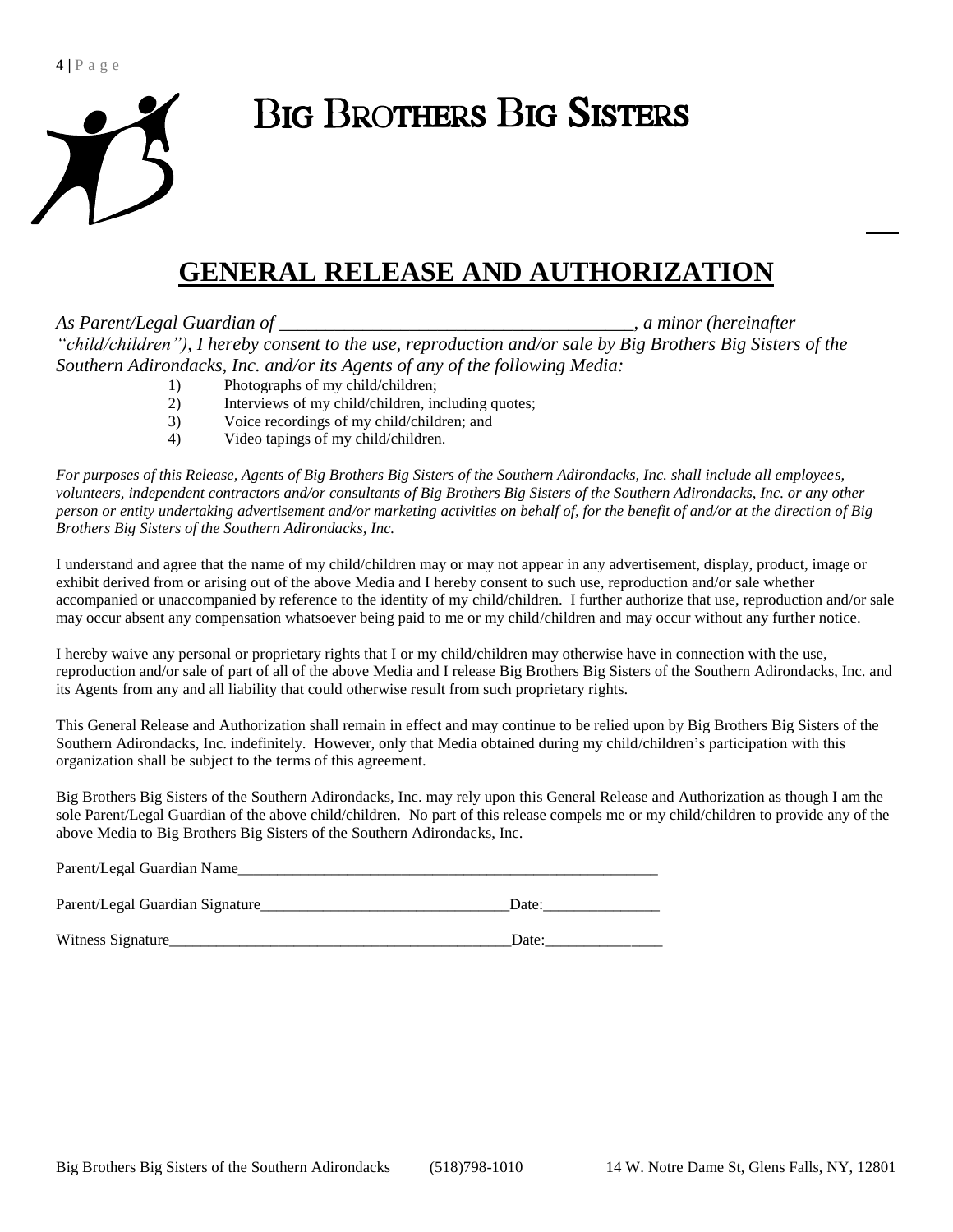# BIG BROTHERS BIG SISTERS

## GENERAL RELEASE AND AUTHORIZATION

*As Parent/Legal Guardian of \_\_\_\_\_\_\_\_\_\_\_\_\_\_\_\_\_\_\_\_\_\_\_\_\_\_\_\_\_\_\_\_\_\_\_\_\_\_, a minor (hereinafter "child/children"), I hereby consent to the use, reproduction and/or sale by Big Brothers Big Sisters of the Southern Adirondacks, Inc. and/or its Agents of any of the following Media:*

1) Photographs of my child/children;
2) Interviews of my child/children, including quotes;
3) Voice recordings of my child/children; and
4) Video tapings of my child/children.

*For purposes of this Release, Agents of Big Brothers Big Sisters of the Southern Adirondacks, Inc. shall include all employees, volunteers, independent contractors and/or consultants of Big Brothers Big Sisters of the Southern Adirondacks, Inc. or any other person or entity undertaking advertisement and/or marketing activities on behalf of, for the benefit of and/or at the direction of Big Brothers Big Sisters of the Southern Adirondacks, Inc.*

I understand and agree that the name of my child/children may or may not appear in any advertisement, display, product, image or exhibit derived from or arising out of the above Media and I hereby consent to such use, reproduction and/or sale whether accompanied or unaccompanied by reference to the identity of my child/children. I further authorize that use, reproduction and/or sale may occur absent any compensation whatsoever being paid to me or my child/children and may occur without any further notice.

I hereby waive any personal or proprietary rights that I or my child/children may otherwise have in connection with the use, reproduction and/or sale of part of all of the above Media and I release Big Brothers Big Sisters of the Southern Adirondacks, Inc. and its Agents from any and all liability that could otherwise result from such proprietary rights.

This General Release and Authorization shall remain in effect and may continue to be relied upon by Big Brothers Big Sisters of the Southern Adirondacks, Inc. indefinitely. However, only that Media obtained during my child/children's participation with this organization shall be subject to the terms of this agreement.

Big Brothers Big Sisters of the Southern Adirondacks, Inc. may rely upon this General Release and Authorization as though I am the sole Parent/Legal Guardian of the above child/children. No part of this release compels me or my child/children to provide any of the above Media to Big Brothers Big Sisters of the Southern Adirondacks, Inc.

Parent/Legal Guardian Name\_\_\_\_\_\_\_\_\_\_\_\_\_\_\_\_\_\_\_\_\_\_\_\_\_\_\_\_\_\_\_\_\_\_\_\_\_\_\_\_\_\_\_\_\_\_\_\_\_\_\_\_\_\_\_\_

Parent/Legal Guardian Signature\_\_\_\_\_\_\_\_\_\_\_\_\_\_\_\_\_\_\_\_\_\_\_\_\_\_\_\_\_\_\_\_Date:\_\_\_\_\_\_\_\_\_\_\_\_\_\_\_

Witness Signature\_\_\_\_\_\_\_\_\_\_\_\_\_\_\_\_\_\_\_\_\_\_\_\_\_\_\_\_\_\_\_\_\_\_\_\_\_\_\_\_\_\_\_\_\_Date:\_\_\_\_\_\_\_\_\_\_\_\_\_\_\_

Big Brothers Big Sisters of the Southern Adirondacks (518)798-1010 14 W. Notre Dame St, Glens Falls, NY, 12801